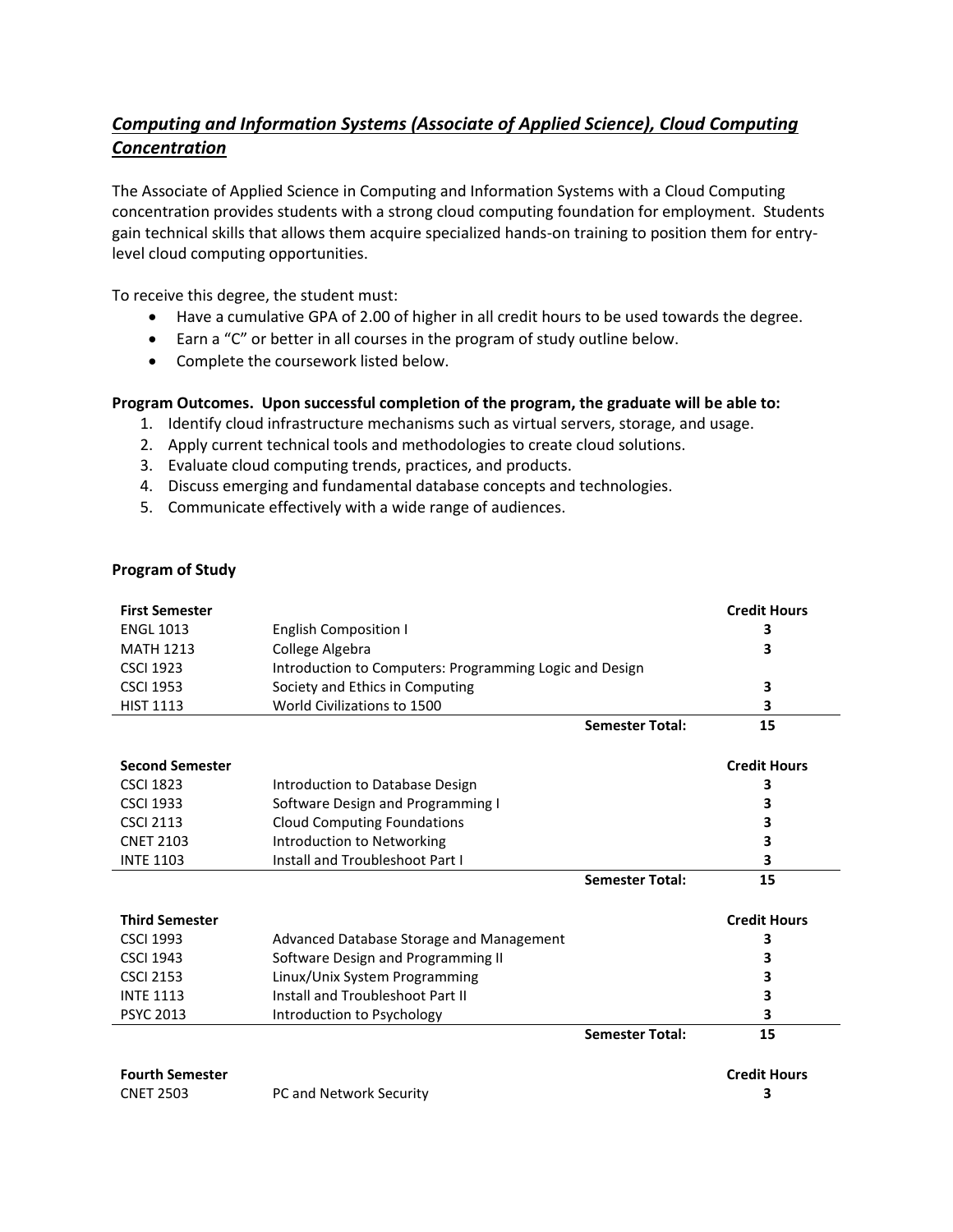## ***Computing and Information Systems (Associate of Applied Science), Cloud Computing Concentration***

The Associate of Applied Science in Computing and Information Systems with a Cloud Computing concentration provides students with a strong cloud computing foundation for employment. Students gain technical skills that allows them acquire specialized hands-on training to position them for entry-level cloud computing opportunities.

To receive this degree, the student must:

- Have a cumulative GPA of 2.00 of higher in all credit hours to be used towards the degree.
- Earn a "C" or better in all courses in the program of study outline below.
- Complete the coursework listed below.

**Program Outcomes. Upon successful completion of the program, the graduate will be able to:**

1. Identify cloud infrastructure mechanisms such as virtual servers, storage, and usage.
2. Apply current technical tools and methodologies to create cloud solutions.
3. Evaluate cloud computing trends, practices, and products.
4. Discuss emerging and fundamental database concepts and technologies.
5. Communicate effectively with a wide range of audiences.

**Program of Study**

| **First Semester** | | **Credit Hours** |
|---|---|---|
| ENGL 1013 | English Composition I | 3 |
| MATH 1213 | College Algebra | 3 |
| CSCI 1923 | Introduction to Computers: Programming Logic and Design | |
| CSCI 1953 | Society and Ethics in Computing | 3 |
| HIST 1113 | World Civilizations to 1500 | 3 |
| | **Semester Total:** | **15** |

| **Second Semester** | | **Credit Hours** |
|---|---|---|
| CSCI 1823 | Introduction to Database Design | 3 |
| CSCI 1933 | Software Design and Programming I | 3 |
| CSCI 2113 | Cloud Computing Foundations | 3 |
| CNET 2103 | Introduction to Networking | 3 |
| INTE 1103 | Install and Troubleshoot Part I | 3 |
| | **Semester Total:** | **15** |

| **Third Semester** | | **Credit Hours** |
|---|---|---|
| CSCI 1993 | Advanced Database Storage and Management | 3 |
| CSCI 1943 | Software Design and Programming II | 3 |
| CSCI 2153 | Linux/Unix System Programming | 3 |
| INTE 1113 | Install and Troubleshoot Part II | 3 |
| PSYC 2013 | Introduction to Psychology | 3 |
| | **Semester Total:** | **15** |

| **Fourth Semester** | | **Credit Hours** |
|---|---|---|
| CNET 2503 | PC and Network Security | 3 |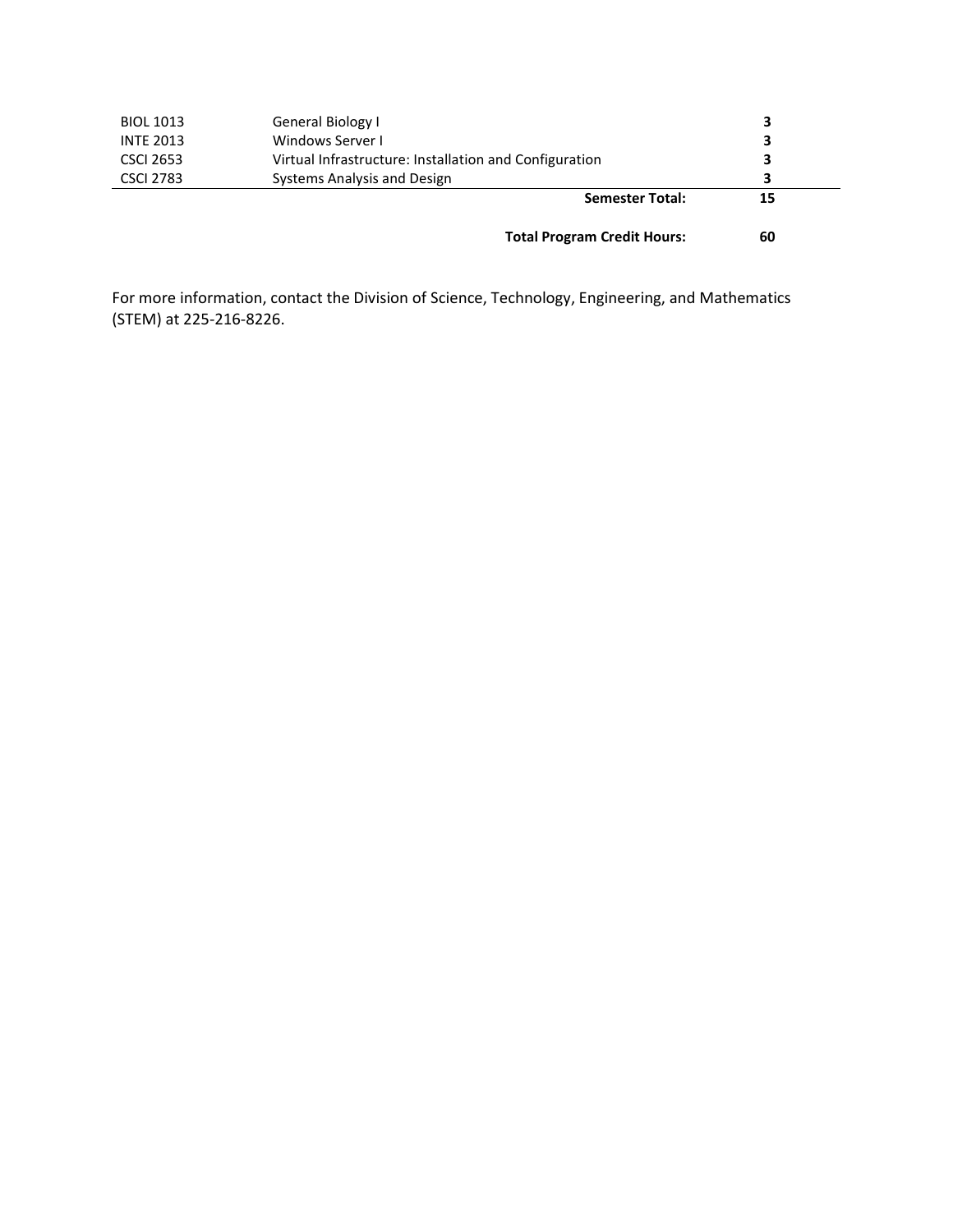| | | |
|---|---|---|
| BIOL 1013 | General Biology I | **3** |
| INTE 2013 | Windows Server I | **3** |
| CSCI 2653 | Virtual Infrastructure: Installation and Configuration | **3** |
| CSCI 2783 | Systems Analysis and Design | **3** |
| | **Semester Total:** | **15** |
| | **Total Program Credit Hours:** | **60** |

For more information, contact the Division of Science, Technology, Engineering, and Mathematics (STEM) at 225-216-8226.